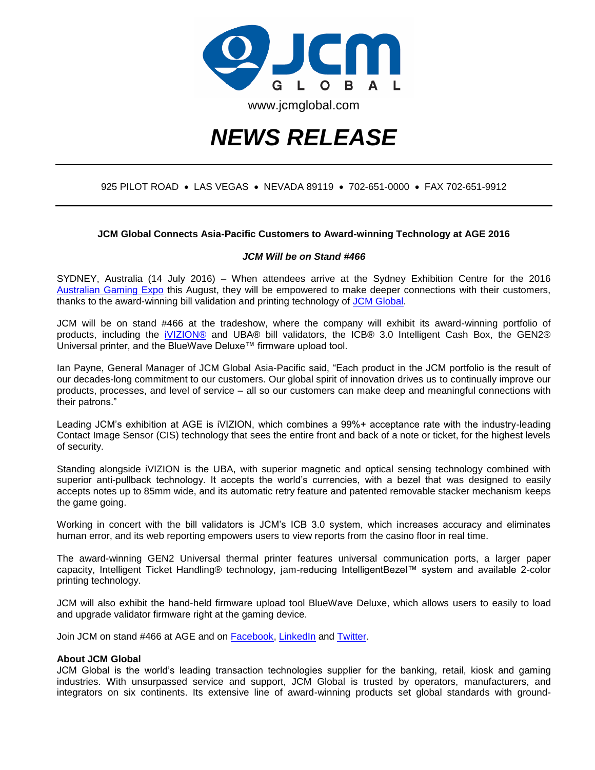www.jcmglobal.com

# *NEWS RELEASE*

925 PILOT ROAD • LAS VEGAS • NEVADA 89119 • 702-651-0000 • FAX 702-651-9912

**JCM Global Connects Asia-Pacific Customers to Award-winning Technology at AGE 2016**

***JCM Will be on Stand #466***

SYDNEY, Australia (14 July 2016) – When attendees arrive at the Sydney Exhibition Centre for the 2016 Australian Gaming Expo this August, they will be empowered to make deeper connections with their customers, thanks to the award-winning bill validation and printing technology of JCM Global.

JCM will be on stand #466 at the tradeshow, where the company will exhibit its award-winning portfolio of products, including the iVIZION® and UBA® bill validators, the ICB® 3.0 Intelligent Cash Box, the GEN2® Universal printer, and the BlueWave Deluxe™ firmware upload tool.

Ian Payne, General Manager of JCM Global Asia-Pacific said, "Each product in the JCM portfolio is the result of our decades-long commitment to our customers. Our global spirit of innovation drives us to continually improve our products, processes, and level of service – all so our customers can make deep and meaningful connections with their patrons."

Leading JCM's exhibition at AGE is iVIZION, which combines a 99%+ acceptance rate with the industry-leading Contact Image Sensor (CIS) technology that sees the entire front and back of a note or ticket, for the highest levels of security.

Standing alongside iVIZION is the UBA, with superior magnetic and optical sensing technology combined with superior anti-pullback technology. It accepts the world's currencies, with a bezel that was designed to easily accepts notes up to 85mm wide, and its automatic retry feature and patented removable stacker mechanism keeps the game going.

Working in concert with the bill validators is JCM's ICB 3.0 system, which increases accuracy and eliminates human error, and its web reporting empowers users to view reports from the casino floor in real time.

The award-winning GEN2 Universal thermal printer features universal communication ports, a larger paper capacity, Intelligent Ticket Handling® technology, jam-reducing IntelligentBezel™ system and available 2-color printing technology.

JCM will also exhibit the hand-held firmware upload tool BlueWave Deluxe, which allows users to easily to load and upgrade validator firmware right at the gaming device.

Join JCM on stand #466 at AGE and on Facebook, LinkedIn and Twitter.

**About JCM Global**

JCM Global is the world's leading transaction technologies supplier for the banking, retail, kiosk and gaming industries. With unsurpassed service and support, JCM Global is trusted by operators, manufacturers, and integrators on six continents. Its extensive line of award-winning products set global standards with ground-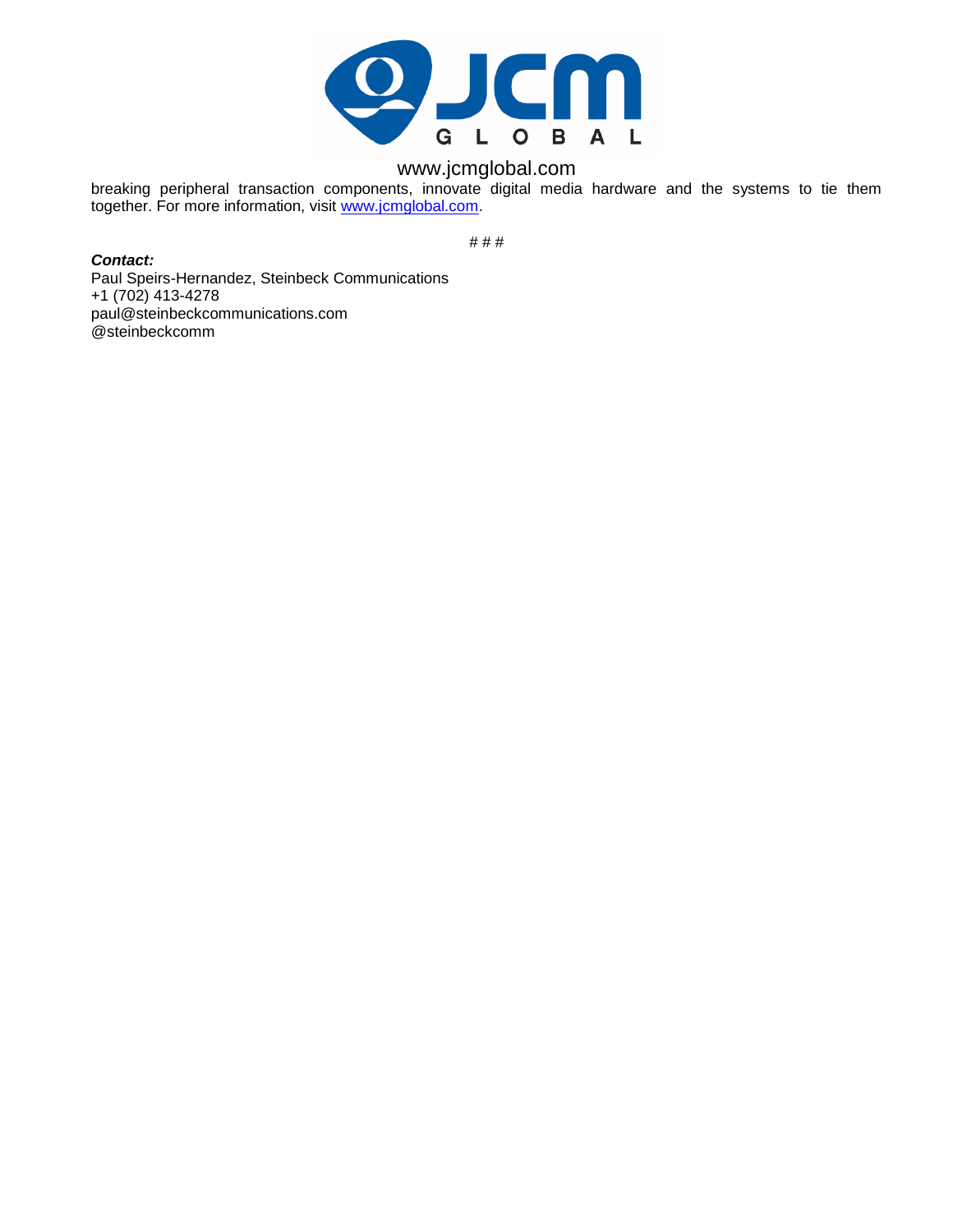breaking peripheral transaction components, innovate digital media hardware and the systems to tie them together. For more information, visit www.jcmglobal.com.

# # #

***Contact:***
Paul Speirs-Hernandez, Steinbeck Communications
+1 (702) 413-4278
paul@steinbeckcommunications.com
@steinbeckcomm